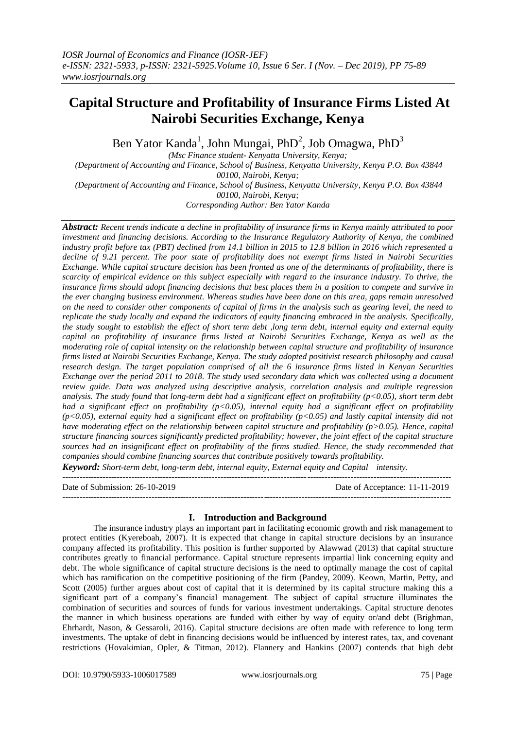# Capital Structure and Profitability of Insurance Firms Listed At Nairobi Securities Exchange, Kenya

Ben Yator Kanda[1], John Mungai, PhD[2], Job Omagwa, PhD[3]

*(Msc Finance student- Kenyatta University, Kenya;*
*(Department of Accounting and Finance, School of Business, Kenyatta University, Kenya P.O. Box 43844 00100, Nairobi, Kenya;*
*(Department of Accounting and Finance, School of Business, Kenyatta University, Kenya P.O. Box 43844 00100, Nairobi, Kenya;*
*Corresponding Author: Ben Yator Kanda*

***Abstract:*** *Recent trends indicate a decline in profitability of insurance firms in Kenya mainly attributed to poor investment and financing decisions. According to the Insurance Regulatory Authority of Kenya, the combined industry profit before tax (PBT) declined from 14.1 billion in 2015 to 12.8 billion in 2016 which represented a decline of 9.21 percent. The poor state of profitability does not exempt firms listed in Nairobi Securities Exchange. While capital structure decision has been fronted as one of the determinants of profitability, there is scarcity of empirical evidence on this subject especially with regard to the insurance industry. To thrive, the insurance firms should adopt financing decisions that best places them in a position to compete and survive in the ever changing business environment. Whereas studies have been done on this area, gaps remain unresolved on the need to consider other components of capital of firms in the analysis such as gearing level, the need to replicate the study locally and expand the indicators of equity financing embraced in the analysis. Specifically, the study sought to establish the effect of short term debt ,long term debt, internal equity and external equity capital on profitability of insurance firms listed at Nairobi Securities Exchange, Kenya as well as the moderating role of capital intensity on the relationship between capital structure and profitability of insurance firms listed at Nairobi Securities Exchange, Kenya. The study adopted positivist research philosophy and causal research design. The target population comprised of all the 6 insurance firms listed in Kenyan Securities Exchange over the period 2011 to 2018. The study used secondary data which was collected using a document review guide. Data was analyzed using descriptive analysis, correlation analysis and multiple regression analysis. The study found that long-term debt had a significant effect on profitability ($p<0.05$), short term debt had a significant effect on profitability ($p<0.05$), internal equity had a significant effect on profitability ($p<0.05$), external equity had a significant effect on profitability ($p<0.05$) and lastly capital intensity did not have moderating effect on the relationship between capital structure and profitability ($p>0.05$). Hence, capital structure financing sources significantly predicted profitability; however, the joint effect of the capital structure sources had an insignificant effect on profitability of the firms studied. Hence, the study recommended that companies should combine financing sources that contribute positively towards profitability.*

***Keyword:*** *Short-term debt, long-term debt, internal equity, External equity and Capital intensity.*

---

Date of Submission: 26-10-2019 Date of Acceptance: 11-11-2019

---

## I. Introduction and Background

The insurance industry plays an important part in facilitating economic growth and risk management to protect entities (Kyereboah, 2007). It is expected that change in capital structure decisions by an insurance company affected its profitability. This position is further supported by Alawwad (2013) that capital structure contributes greatly to financial performance. Capital structure represents impartial link concerning equity and debt. The whole significance of capital structure decisions is the need to optimally manage the cost of capital which has ramification on the competitive positioning of the firm (Pandey, 2009). Keown, Martin, Petty, and Scott (2005) further argues about cost of capital that it is determined by its capital structure making this a significant part of a company's financial management. The subject of capital structure illuminates the combination of securities and sources of funds for various investment undertakings. Capital structure denotes the manner in which business operations are funded with either by way of equity or/and debt (Brighman, Ehrhardt, Nason, & Gessaroli, 2016). Capital structure decisions are often made with reference to long term investments. The uptake of debt in financing decisions would be influenced by interest rates, tax, and covenant restrictions (Hovakimian, Opler, & Titman, 2012). Flannery and Hankins (2007) contends that high debt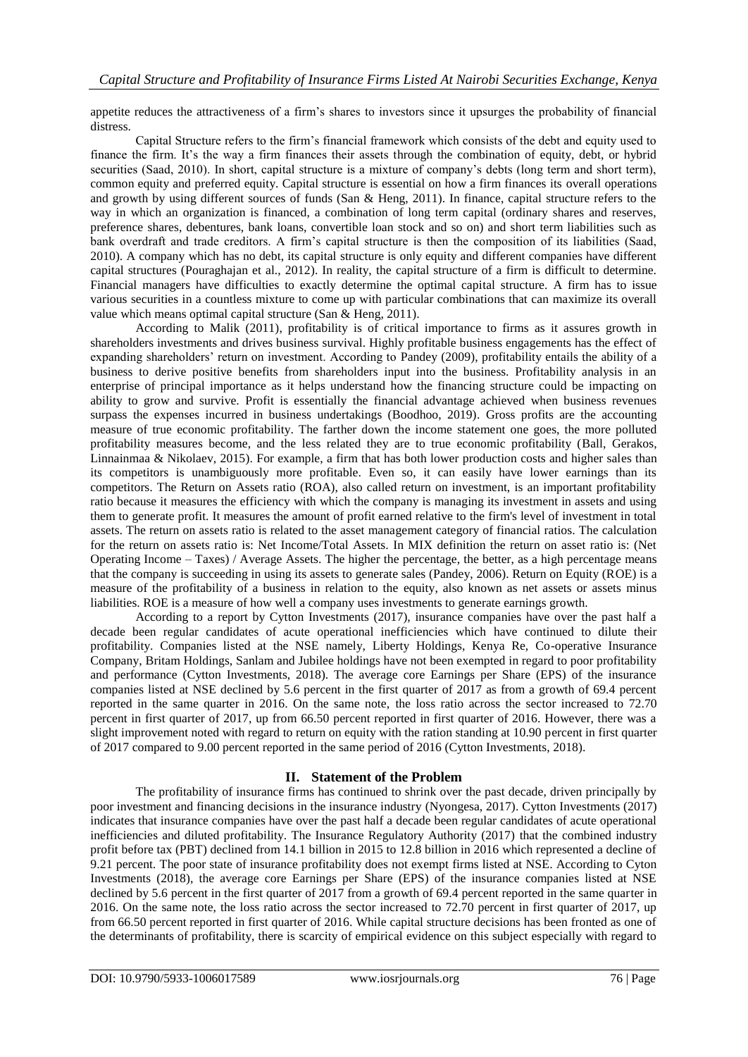appetite reduces the attractiveness of a firm's shares to investors since it upsurges the probability of financial distress.

Capital Structure refers to the firm's financial framework which consists of the debt and equity used to finance the firm. It's the way a firm finances their assets through the combination of equity, debt, or hybrid securities (Saad, 2010). In short, capital structure is a mixture of company's debts (long term and short term), common equity and preferred equity. Capital structure is essential on how a firm finances its overall operations and growth by using different sources of funds (San & Heng, 2011). In finance, capital structure refers to the way in which an organization is financed, a combination of long term capital (ordinary shares and reserves, preference shares, debentures, bank loans, convertible loan stock and so on) and short term liabilities such as bank overdraft and trade creditors. A firm's capital structure is then the composition of its liabilities (Saad, 2010). A company which has no debt, its capital structure is only equity and different companies have different capital structures (Pouraghajan et al., 2012). In reality, the capital structure of a firm is difficult to determine. Financial managers have difficulties to exactly determine the optimal capital structure. A firm has to issue various securities in a countless mixture to come up with particular combinations that can maximize its overall value which means optimal capital structure (San & Heng, 2011).

According to Malik (2011), profitability is of critical importance to firms as it assures growth in shareholders investments and drives business survival. Highly profitable business engagements has the effect of expanding shareholders' return on investment. According to Pandey (2009), profitability entails the ability of a business to derive positive benefits from shareholders input into the business. Profitability analysis in an enterprise of principal importance as it helps understand how the financing structure could be impacting on ability to grow and survive. Profit is essentially the financial advantage achieved when business revenues surpass the expenses incurred in business undertakings (Boodhoo, 2019). Gross profits are the accounting measure of true economic profitability. The farther down the income statement one goes, the more polluted profitability measures become, and the less related they are to true economic profitability (Ball, Gerakos, Linnainmaa & Nikolaev, 2015). For example, a firm that has both lower production costs and higher sales than its competitors is unambiguously more profitable. Even so, it can easily have lower earnings than its competitors. The Return on Assets ratio (ROA), also called return on investment, is an important profitability ratio because it measures the efficiency with which the company is managing its investment in assets and using them to generate profit. It measures the amount of profit earned relative to the firm's level of investment in total assets. The return on assets ratio is related to the asset management category of financial ratios. The calculation for the return on assets ratio is: Net Income/Total Assets. In MIX definition the return on asset ratio is: (Net Operating Income – Taxes) / Average Assets. The higher the percentage, the better, as a high percentage means that the company is succeeding in using its assets to generate sales (Pandey, 2006). Return on Equity (ROE) is a measure of the profitability of a business in relation to the equity, also known as net assets or assets minus liabilities. ROE is a measure of how well a company uses investments to generate earnings growth.

According to a report by Cytton Investments (2017), insurance companies have over the past half a decade been regular candidates of acute operational inefficiencies which have continued to dilute their profitability. Companies listed at the NSE namely, Liberty Holdings, Kenya Re, Co-operative Insurance Company, Britam Holdings, Sanlam and Jubilee holdings have not been exempted in regard to poor profitability and performance (Cytton Investments, 2018). The average core Earnings per Share (EPS) of the insurance companies listed at NSE declined by 5.6 percent in the first quarter of 2017 as from a growth of 69.4 percent reported in the same quarter in 2016. On the same note, the loss ratio across the sector increased to 72.70 percent in first quarter of 2017, up from 66.50 percent reported in first quarter of 2016. However, there was a slight improvement noted with regard to return on equity with the ration standing at 10.90 percent in first quarter of 2017 compared to 9.00 percent reported in the same period of 2016 (Cytton Investments, 2018).

## II. Statement of the Problem

The profitability of insurance firms has continued to shrink over the past decade, driven principally by poor investment and financing decisions in the insurance industry (Nyongesa, 2017). Cytton Investments (2017) indicates that insurance companies have over the past half a decade been regular candidates of acute operational inefficiencies and diluted profitability. The Insurance Regulatory Authority (2017) that the combined industry profit before tax (PBT) declined from 14.1 billion in 2015 to 12.8 billion in 2016 which represented a decline of 9.21 percent. The poor state of insurance profitability does not exempt firms listed at NSE. According to Cyton Investments (2018), the average core Earnings per Share (EPS) of the insurance companies listed at NSE declined by 5.6 percent in the first quarter of 2017 from a growth of 69.4 percent reported in the same quarter in 2016. On the same note, the loss ratio across the sector increased to 72.70 percent in first quarter of 2017, up from 66.50 percent reported in first quarter of 2016. While capital structure decisions has been fronted as one of the determinants of profitability, there is scarcity of empirical evidence on this subject especially with regard to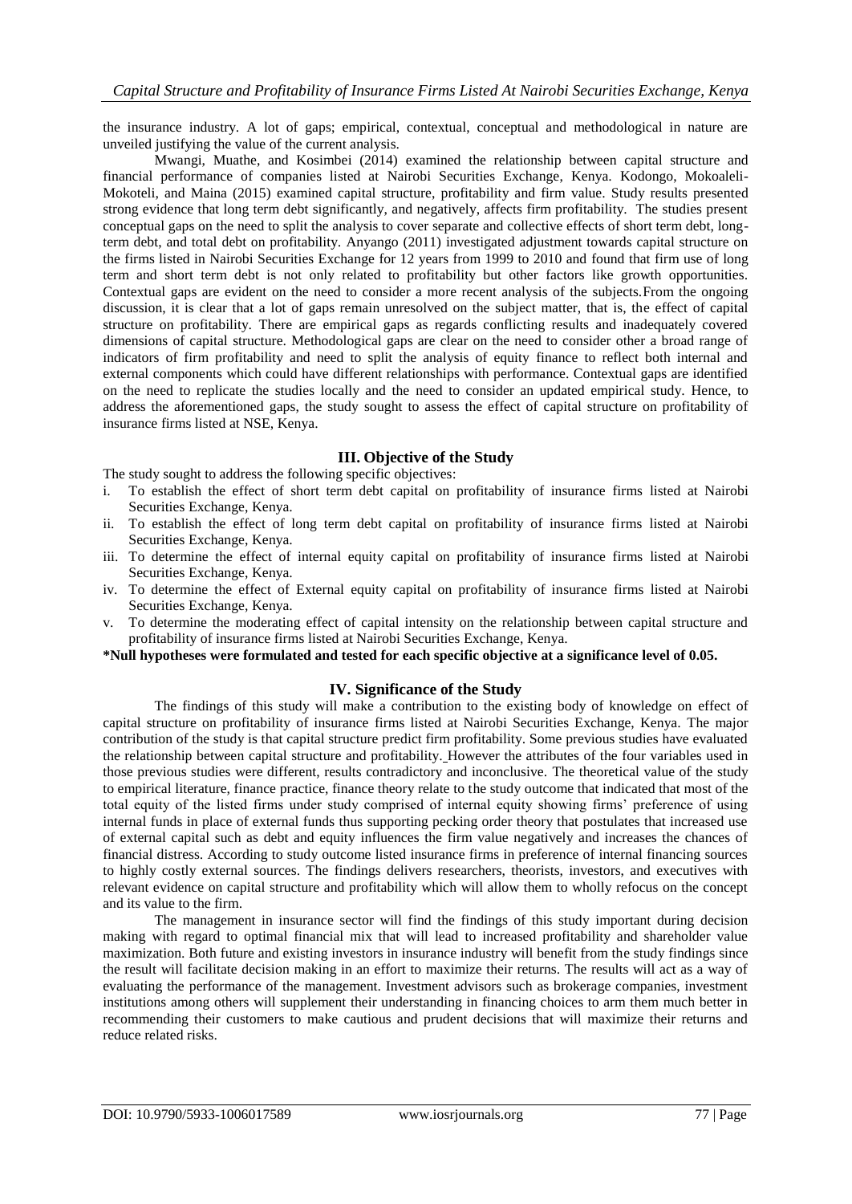the insurance industry. A lot of gaps; empirical, contextual, conceptual and methodological in nature are unveiled justifying the value of the current analysis.

Mwangi, Muathe, and Kosimbei (2014) examined the relationship between capital structure and financial performance of companies listed at Nairobi Securities Exchange, Kenya. Kodongo, Mokoaleli-Mokoteli, and Maina (2015) examined capital structure, profitability and firm value. Study results presented strong evidence that long term debt significantly, and negatively, affects firm profitability. The studies present conceptual gaps on the need to split the analysis to cover separate and collective effects of short term debt, long-term debt, and total debt on profitability. Anyango (2011) investigated adjustment towards capital structure on the firms listed in Nairobi Securities Exchange for 12 years from 1999 to 2010 and found that firm use of long term and short term debt is not only related to profitability but other factors like growth opportunities. Contextual gaps are evident on the need to consider a more recent analysis of the subjects.From the ongoing discussion, it is clear that a lot of gaps remain unresolved on the subject matter, that is, the effect of capital structure on profitability. There are empirical gaps as regards conflicting results and inadequately covered dimensions of capital structure. Methodological gaps are clear on the need to consider other a broad range of indicators of firm profitability and need to split the analysis of equity finance to reflect both internal and external components which could have different relationships with performance. Contextual gaps are identified on the need to replicate the studies locally and the need to consider an updated empirical study. Hence, to address the aforementioned gaps, the study sought to assess the effect of capital structure on profitability of insurance firms listed at NSE, Kenya.

## III. Objective of the Study

The study sought to address the following specific objectives:

i. To establish the effect of short term debt capital on profitability of insurance firms listed at Nairobi Securities Exchange, Kenya.
ii. To establish the effect of long term debt capital on profitability of insurance firms listed at Nairobi Securities Exchange, Kenya.
iii. To determine the effect of internal equity capital on profitability of insurance firms listed at Nairobi Securities Exchange, Kenya.
iv. To determine the effect of External equity capital on profitability of insurance firms listed at Nairobi Securities Exchange, Kenya.
v. To determine the moderating effect of capital intensity on the relationship between capital structure and profitability of insurance firms listed at Nairobi Securities Exchange, Kenya.

**\*Null hypotheses were formulated and tested for each specific objective at a significance level of 0.05.**

## IV. Significance of the Study

The findings of this study will make a contribution to the existing body of knowledge on effect of capital structure on profitability of insurance firms listed at Nairobi Securities Exchange, Kenya. The major contribution of the study is that capital structure predict firm profitability. Some previous studies have evaluated the relationship between capital structure and profitability. However the attributes of the four variables used in those previous studies were different, results contradictory and inconclusive. The theoretical value of the study to empirical literature, finance practice, finance theory relate to the study outcome that indicated that most of the total equity of the listed firms under study comprised of internal equity showing firms' preference of using internal funds in place of external funds thus supporting pecking order theory that postulates that increased use of external capital such as debt and equity influences the firm value negatively and increases the chances of financial distress. According to study outcome listed insurance firms in preference of internal financing sources to highly costly external sources. The findings delivers researchers, theorists, investors, and executives with relevant evidence on capital structure and profitability which will allow them to wholly refocus on the concept and its value to the firm.

The management in insurance sector will find the findings of this study important during decision making with regard to optimal financial mix that will lead to increased profitability and shareholder value maximization. Both future and existing investors in insurance industry will benefit from the study findings since the result will facilitate decision making in an effort to maximize their returns. The results will act as a way of evaluating the performance of the management. Investment advisors such as brokerage companies, investment institutions among others will supplement their understanding in financing choices to arm them much better in recommending their customers to make cautious and prudent decisions that will maximize their returns and reduce related risks.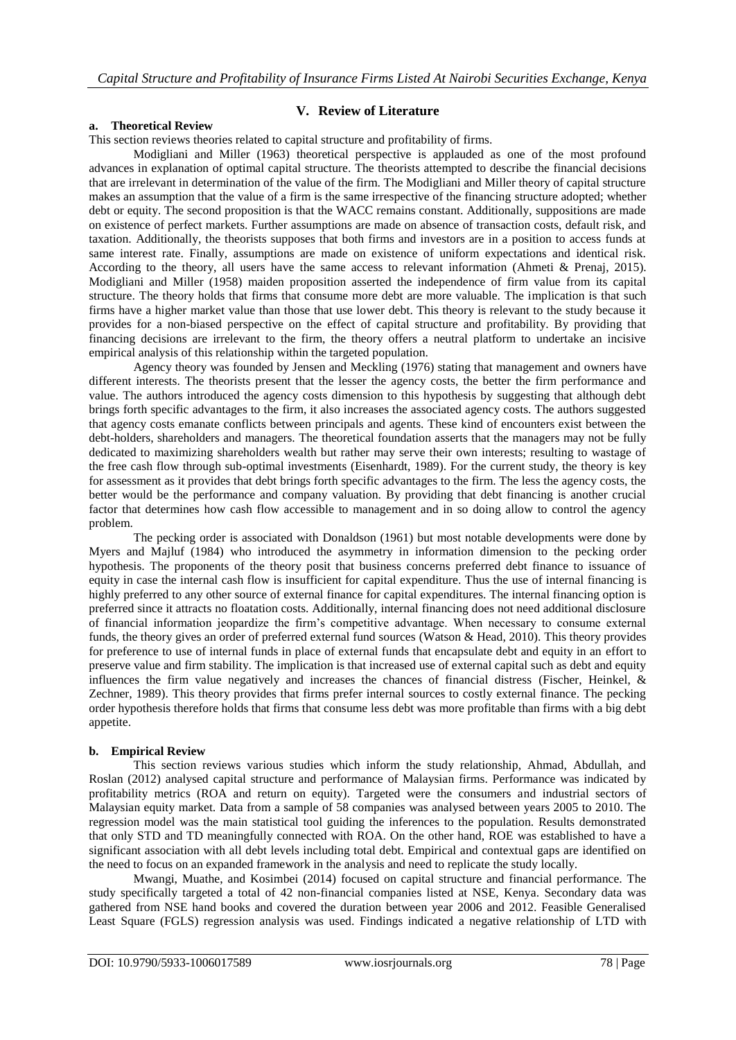## V. Review of Literature

### a. Theoretical Review

This section reviews theories related to capital structure and profitability of firms.

Modigliani and Miller (1963) theoretical perspective is applauded as one of the most profound advances in explanation of optimal capital structure. The theorists attempted to describe the financial decisions that are irrelevant in determination of the value of the firm. The Modigliani and Miller theory of capital structure makes an assumption that the value of a firm is the same irrespective of the financing structure adopted; whether debt or equity. The second proposition is that the WACC remains constant. Additionally, suppositions are made on existence of perfect markets. Further assumptions are made on absence of transaction costs, default risk, and taxation. Additionally, the theorists supposes that both firms and investors are in a position to access funds at same interest rate. Finally, assumptions are made on existence of uniform expectations and identical risk. According to the theory, all users have the same access to relevant information (Ahmeti & Prenaj, 2015). Modigliani and Miller (1958) maiden proposition asserted the independence of firm value from its capital structure. The theory holds that firms that consume more debt are more valuable. The implication is that such firms have a higher market value than those that use lower debt. This theory is relevant to the study because it provides for a non-biased perspective on the effect of capital structure and profitability. By providing that financing decisions are irrelevant to the firm, the theory offers a neutral platform to undertake an incisive empirical analysis of this relationship within the targeted population.

Agency theory was founded by Jensen and Meckling (1976) stating that management and owners have different interests. The theorists present that the lesser the agency costs, the better the firm performance and value. The authors introduced the agency costs dimension to this hypothesis by suggesting that although debt brings forth specific advantages to the firm, it also increases the associated agency costs. The authors suggested that agency costs emanate conflicts between principals and agents. These kind of encounters exist between the debt-holders, shareholders and managers. The theoretical foundation asserts that the managers may not be fully dedicated to maximizing shareholders wealth but rather may serve their own interests; resulting to wastage of the free cash flow through sub-optimal investments (Eisenhardt, 1989). For the current study, the theory is key for assessment as it provides that debt brings forth specific advantages to the firm. The less the agency costs, the better would be the performance and company valuation. By providing that debt financing is another crucial factor that determines how cash flow accessible to management and in so doing allow to control the agency problem.

The pecking order is associated with Donaldson (1961) but most notable developments were done by Myers and Majluf (1984) who introduced the asymmetry in information dimension to the pecking order hypothesis. The proponents of the theory posit that business concerns preferred debt finance to issuance of equity in case the internal cash flow is insufficient for capital expenditure. Thus the use of internal financing is highly preferred to any other source of external finance for capital expenditures. The internal financing option is preferred since it attracts no floatation costs. Additionally, internal financing does not need additional disclosure of financial information jeopardize the firm's competitive advantage. When necessary to consume external funds, the theory gives an order of preferred external fund sources (Watson & Head, 2010). This theory provides for preference to use of internal funds in place of external funds that encapsulate debt and equity in an effort to preserve value and firm stability. The implication is that increased use of external capital such as debt and equity influences the firm value negatively and increases the chances of financial distress (Fischer, Heinkel, & Zechner, 1989). This theory provides that firms prefer internal sources to costly external finance. The pecking order hypothesis therefore holds that firms that consume less debt was more profitable than firms with a big debt appetite.

### b. Empirical Review

This section reviews various studies which inform the study relationship, Ahmad, Abdullah, and Roslan (2012) analysed capital structure and performance of Malaysian firms. Performance was indicated by profitability metrics (ROA and return on equity). Targeted were the consumers and industrial sectors of Malaysian equity market. Data from a sample of 58 companies was analysed between years 2005 to 2010. The regression model was the main statistical tool guiding the inferences to the population. Results demonstrated that only STD and TD meaningfully connected with ROA. On the other hand, ROE was established to have a significant association with all debt levels including total debt. Empirical and contextual gaps are identified on the need to focus on an expanded framework in the analysis and need to replicate the study locally.

Mwangi, Muathe, and Kosimbei (2014) focused on capital structure and financial performance. The study specifically targeted a total of 42 non-financial companies listed at NSE, Kenya. Secondary data was gathered from NSE hand books and covered the duration between year 2006 and 2012. Feasible Generalised Least Square (FGLS) regression analysis was used. Findings indicated a negative relationship of LTD with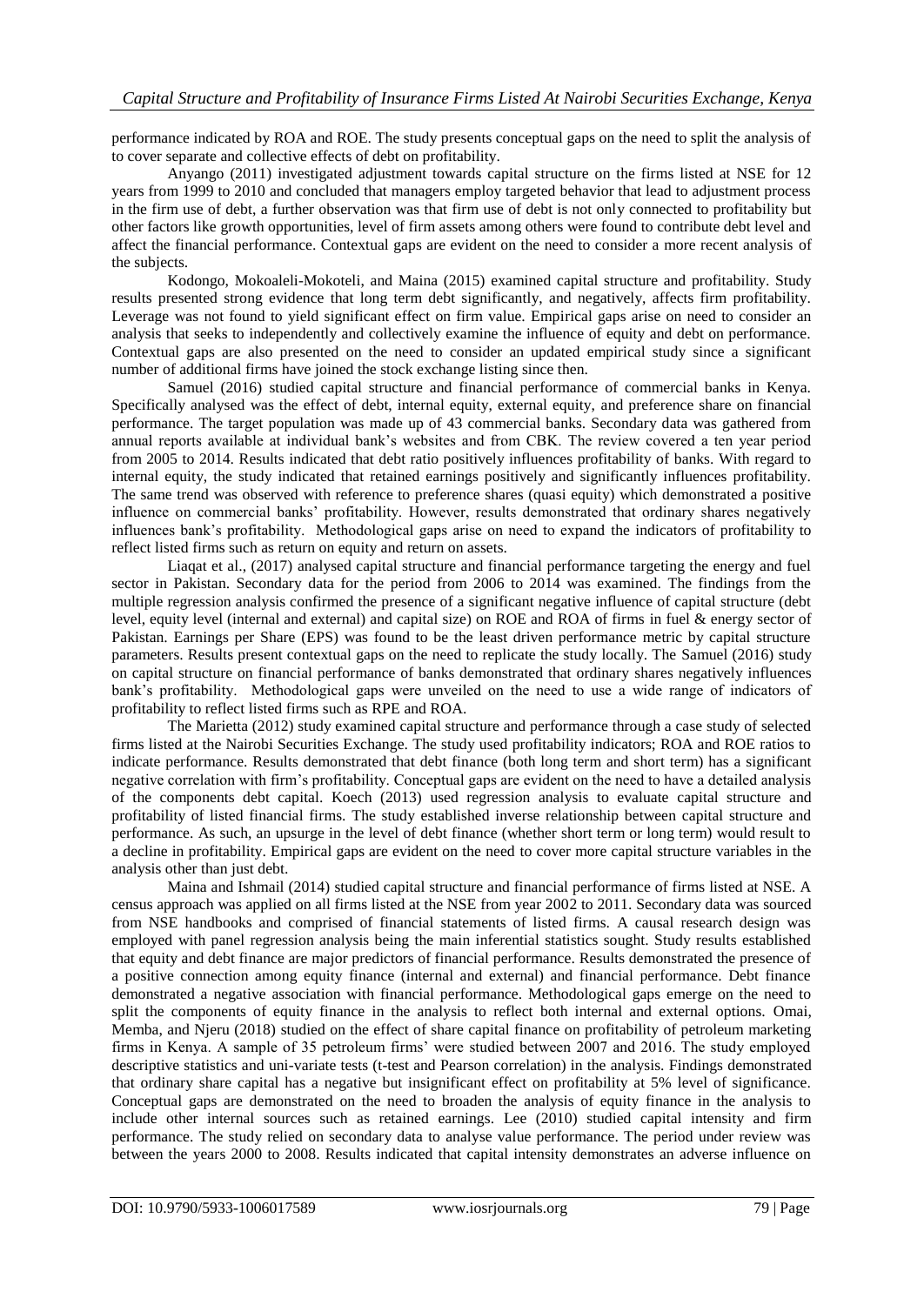performance indicated by ROA and ROE. The study presents conceptual gaps on the need to split the analysis of to cover separate and collective effects of debt on profitability.

Anyango (2011) investigated adjustment towards capital structure on the firms listed at NSE for 12 years from 1999 to 2010 and concluded that managers employ targeted behavior that lead to adjustment process in the firm use of debt, a further observation was that firm use of debt is not only connected to profitability but other factors like growth opportunities, level of firm assets among others were found to contribute debt level and affect the financial performance. Contextual gaps are evident on the need to consider a more recent analysis of the subjects.

Kodongo, Mokoaleli-Mokoteli, and Maina (2015) examined capital structure and profitability. Study results presented strong evidence that long term debt significantly, and negatively, affects firm profitability. Leverage was not found to yield significant effect on firm value. Empirical gaps arise on need to consider an analysis that seeks to independently and collectively examine the influence of equity and debt on performance. Contextual gaps are also presented on the need to consider an updated empirical study since a significant number of additional firms have joined the stock exchange listing since then.

Samuel (2016) studied capital structure and financial performance of commercial banks in Kenya. Specifically analysed was the effect of debt, internal equity, external equity, and preference share on financial performance. The target population was made up of 43 commercial banks. Secondary data was gathered from annual reports available at individual bank's websites and from CBK. The review covered a ten year period from 2005 to 2014. Results indicated that debt ratio positively influences profitability of banks. With regard to internal equity, the study indicated that retained earnings positively and significantly influences profitability. The same trend was observed with reference to preference shares (quasi equity) which demonstrated a positive influence on commercial banks' profitability. However, results demonstrated that ordinary shares negatively influences bank's profitability. Methodological gaps arise on need to expand the indicators of profitability to reflect listed firms such as return on equity and return on assets.

Liaqat et al., (2017) analysed capital structure and financial performance targeting the energy and fuel sector in Pakistan. Secondary data for the period from 2006 to 2014 was examined. The findings from the multiple regression analysis confirmed the presence of a significant negative influence of capital structure (debt level, equity level (internal and external) and capital size) on ROE and ROA of firms in fuel & energy sector of Pakistan. Earnings per Share (EPS) was found to be the least driven performance metric by capital structure parameters. Results present contextual gaps on the need to replicate the study locally. The Samuel (2016) study on capital structure on financial performance of banks demonstrated that ordinary shares negatively influences bank's profitability. Methodological gaps were unveiled on the need to use a wide range of indicators of profitability to reflect listed firms such as RPE and ROA.

The Marietta (2012) study examined capital structure and performance through a case study of selected firms listed at the Nairobi Securities Exchange. The study used profitability indicators; ROA and ROE ratios to indicate performance. Results demonstrated that debt finance (both long term and short term) has a significant negative correlation with firm's profitability. Conceptual gaps are evident on the need to have a detailed analysis of the components debt capital. Koech (2013) used regression analysis to evaluate capital structure and profitability of listed financial firms. The study established inverse relationship between capital structure and performance. As such, an upsurge in the level of debt finance (whether short term or long term) would result to a decline in profitability. Empirical gaps are evident on the need to cover more capital structure variables in the analysis other than just debt.

Maina and Ishmail (2014) studied capital structure and financial performance of firms listed at NSE. A census approach was applied on all firms listed at the NSE from year 2002 to 2011. Secondary data was sourced from NSE handbooks and comprised of financial statements of listed firms. A causal research design was employed with panel regression analysis being the main inferential statistics sought. Study results established that equity and debt finance are major predictors of financial performance. Results demonstrated the presence of a positive connection among equity finance (internal and external) and financial performance. Debt finance demonstrated a negative association with financial performance. Methodological gaps emerge on the need to split the components of equity finance in the analysis to reflect both internal and external options. Omai, Memba, and Njeru (2018) studied on the effect of share capital finance on profitability of petroleum marketing firms in Kenya. A sample of 35 petroleum firms' were studied between 2007 and 2016. The study employed descriptive statistics and uni-variate tests (t-test and Pearson correlation) in the analysis. Findings demonstrated that ordinary share capital has a negative but insignificant effect on profitability at 5% level of significance. Conceptual gaps are demonstrated on the need to broaden the analysis of equity finance in the analysis to include other internal sources such as retained earnings. Lee (2010) studied capital intensity and firm performance. The study relied on secondary data to analyse value performance. The period under review was between the years 2000 to 2008. Results indicated that capital intensity demonstrates an adverse influence on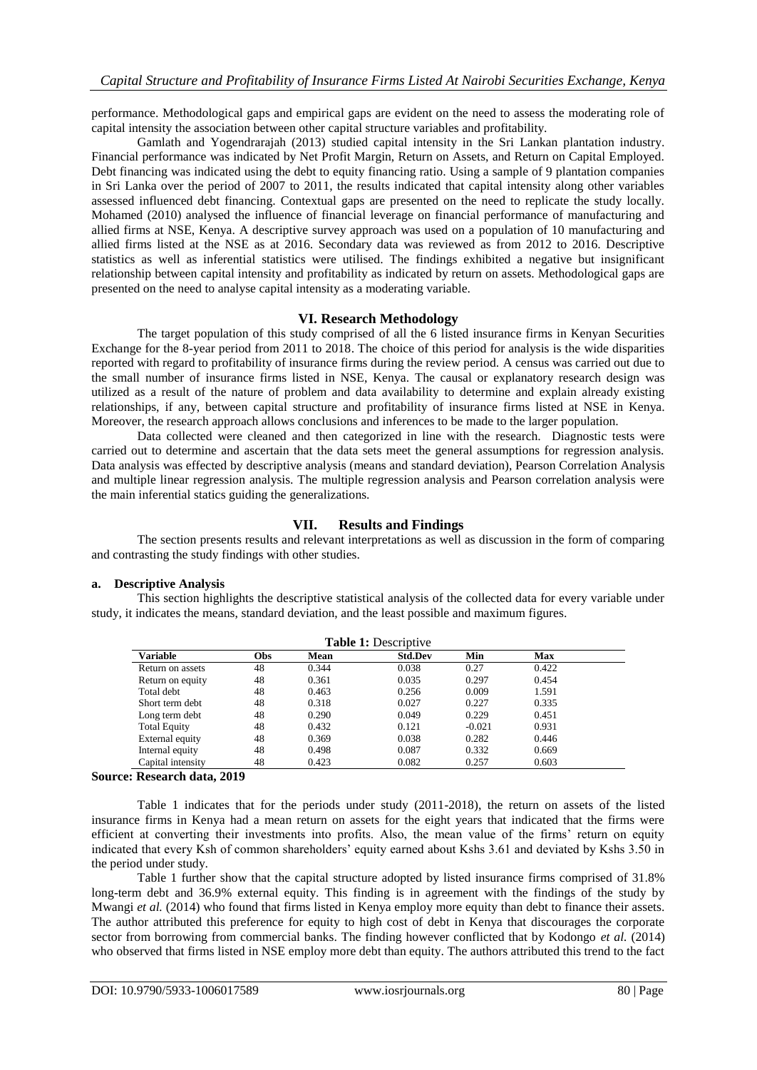performance. Methodological gaps and empirical gaps are evident on the need to assess the moderating role of capital intensity the association between other capital structure variables and profitability.

Gamlath and Yogendrarajah (2013) studied capital intensity in the Sri Lankan plantation industry. Financial performance was indicated by Net Profit Margin, Return on Assets, and Return on Capital Employed. Debt financing was indicated using the debt to equity financing ratio. Using a sample of 9 plantation companies in Sri Lanka over the period of 2007 to 2011, the results indicated that capital intensity along other variables assessed influenced debt financing. Contextual gaps are presented on the need to replicate the study locally. Mohamed (2010) analysed the influence of financial leverage on financial performance of manufacturing and allied firms at NSE, Kenya. A descriptive survey approach was used on a population of 10 manufacturing and allied firms listed at the NSE as at 2016. Secondary data was reviewed as from 2012 to 2016. Descriptive statistics as well as inferential statistics were utilised. The findings exhibited a negative but insignificant relationship between capital intensity and profitability as indicated by return on assets. Methodological gaps are presented on the need to analyse capital intensity as a moderating variable.

## VI. Research Methodology

The target population of this study comprised of all the 6 listed insurance firms in Kenyan Securities Exchange for the 8-year period from 2011 to 2018. The choice of this period for analysis is the wide disparities reported with regard to profitability of insurance firms during the review period. A census was carried out due to the small number of insurance firms listed in NSE, Kenya. The causal or explanatory research design was utilized as a result of the nature of problem and data availability to determine and explain already existing relationships, if any, between capital structure and profitability of insurance firms listed at NSE in Kenya. Moreover, the research approach allows conclusions and inferences to be made to the larger population.

Data collected were cleaned and then categorized in line with the research. Diagnostic tests were carried out to determine and ascertain that the data sets meet the general assumptions for regression analysis. Data analysis was effected by descriptive analysis (means and standard deviation), Pearson Correlation Analysis and multiple linear regression analysis. The multiple regression analysis and Pearson correlation analysis were the main inferential statics guiding the generalizations.

## VII. Results and Findings

The section presents results and relevant interpretations as well as discussion in the form of comparing and contrasting the study findings with other studies.

### a. Descriptive Analysis

This section highlights the descriptive statistical analysis of the collected data for every variable under study, it indicates the means, standard deviation, and the least possible and maximum figures.

**Table 1:** Descriptive

| Variable | Obs | Mean | Std.Dev | Min | Max |
|---|---|---|---|---|---|
| Return on assets | 48 | 0.344 | 0.038 | 0.27 | 0.422 |
| Return on equity | 48 | 0.361 | 0.035 | 0.297 | 0.454 |
| Total debt | 48 | 0.463 | 0.256 | 0.009 | 1.591 |
| Short term debt | 48 | 0.318 | 0.027 | 0.227 | 0.335 |
| Long term debt | 48 | 0.290 | 0.049 | 0.229 | 0.451 |
| Total Equity | 48 | 0.432 | 0.121 | -0.021 | 0.931 |
| External equity | 48 | 0.369 | 0.038 | 0.282 | 0.446 |
| Internal equity | 48 | 0.498 | 0.087 | 0.332 | 0.669 |
| Capital intensity | 48 | 0.423 | 0.082 | 0.257 | 0.603 |

**Source: Research data, 2019**

Table 1 indicates that for the periods under study (2011-2018), the return on assets of the listed insurance firms in Kenya had a mean return on assets for the eight years that indicated that the firms were efficient at converting their investments into profits. Also, the mean value of the firms' return on equity indicated that every Ksh of common shareholders' equity earned about Kshs 3.61 and deviated by Kshs 3.50 in the period under study.

Table 1 further show that the capital structure adopted by listed insurance firms comprised of 31.8% long-term debt and 36.9% external equity. This finding is in agreement with the findings of the study by Mwangi *et al.* (2014) who found that firms listed in Kenya employ more equity than debt to finance their assets. The author attributed this preference for equity to high cost of debt in Kenya that discourages the corporate sector from borrowing from commercial banks. The finding however conflicted that by Kodongo *et al.* (2014) who observed that firms listed in NSE employ more debt than equity. The authors attributed this trend to the fact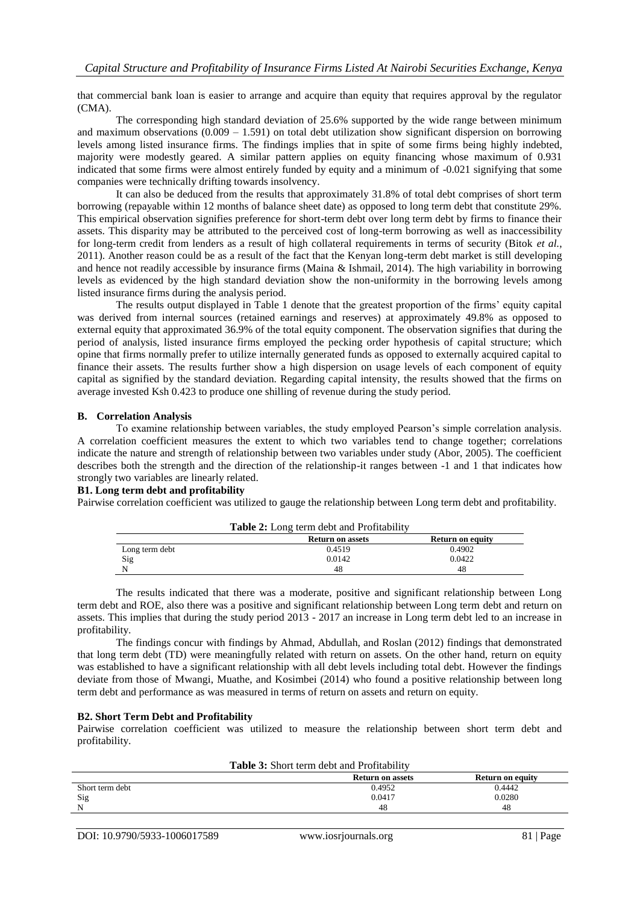that commercial bank loan is easier to arrange and acquire than equity that requires approval by the regulator (CMA).

The corresponding high standard deviation of 25.6% supported by the wide range between minimum and maximum observations (0.009 – 1.591) on total debt utilization show significant dispersion on borrowing levels among listed insurance firms. The findings implies that in spite of some firms being highly indebted, majority were modestly geared. A similar pattern applies on equity financing whose maximum of 0.931 indicated that some firms were almost entirely funded by equity and a minimum of -0.021 signifying that some companies were technically drifting towards insolvency.

It can also be deduced from the results that approximately 31.8% of total debt comprises of short term borrowing (repayable within 12 months of balance sheet date) as opposed to long term debt that constitute 29%. This empirical observation signifies preference for short-term debt over long term debt by firms to finance their assets. This disparity may be attributed to the perceived cost of long-term borrowing as well as inaccessibility for long-term credit from lenders as a result of high collateral requirements in terms of security (Bitok *et al.*, 2011). Another reason could be as a result of the fact that the Kenyan long-term debt market is still developing and hence not readily accessible by insurance firms (Maina & Ishmail, 2014). The high variability in borrowing levels as evidenced by the high standard deviation show the non-uniformity in the borrowing levels among listed insurance firms during the analysis period.

The results output displayed in Table 1 denote that the greatest proportion of the firms' equity capital was derived from internal sources (retained earnings and reserves) at approximately 49.8% as opposed to external equity that approximated 36.9% of the total equity component. The observation signifies that during the period of analysis, listed insurance firms employed the pecking order hypothesis of capital structure; which opine that firms normally prefer to utilize internally generated funds as opposed to externally acquired capital to finance their assets. The results further show a high dispersion on usage levels of each component of equity capital as signified by the standard deviation. Regarding capital intensity, the results showed that the firms on average invested Ksh 0.423 to produce one shilling of revenue during the study period.

### B. Correlation Analysis

To examine relationship between variables, the study employed Pearson's simple correlation analysis. A correlation coefficient measures the extent to which two variables tend to change together; correlations indicate the nature and strength of relationship between two variables under study (Abor, 2005). The coefficient describes both the strength and the direction of the relationship-it ranges between -1 and 1 that indicates how strongly two variables are linearly related.

#### B1. Long term debt and profitability

Pairwise correlation coefficient was utilized to gauge the relationship between Long term debt and profitability.

**Table 2:** Long term debt and Profitability

| | Return on assets | Return on equity |
|---|---|---|
| Long term debt | 0.4519 | 0.4902 |
| Sig | 0.0142 | 0.0422 |
| N | 48 | 48 |

The results indicated that there was a moderate, positive and significant relationship between Long term debt and ROE, also there was a positive and significant relationship between Long term debt and return on assets. This implies that during the study period 2013 - 2017 an increase in Long term debt led to an increase in profitability.

The findings concur with findings by Ahmad, Abdullah, and Roslan (2012) findings that demonstrated that long term debt (TD) were meaningfully related with return on assets. On the other hand, return on equity was established to have a significant relationship with all debt levels including total debt. However the findings deviate from those of Mwangi, Muathe, and Kosimbei (2014) who found a positive relationship between long term debt and performance as was measured in terms of return on assets and return on equity.

#### B2. Short Term Debt and Profitability

Pairwise correlation coefficient was utilized to measure the relationship between short term debt and profitability.

**Table 3:** Short term debt and Profitability

| | Return on assets | Return on equity |
|---|---|---|
| Short term debt | 0.4952 | 0.4442 |
| Sig | 0.0417 | 0.0280 |
| N | 48 | 48 |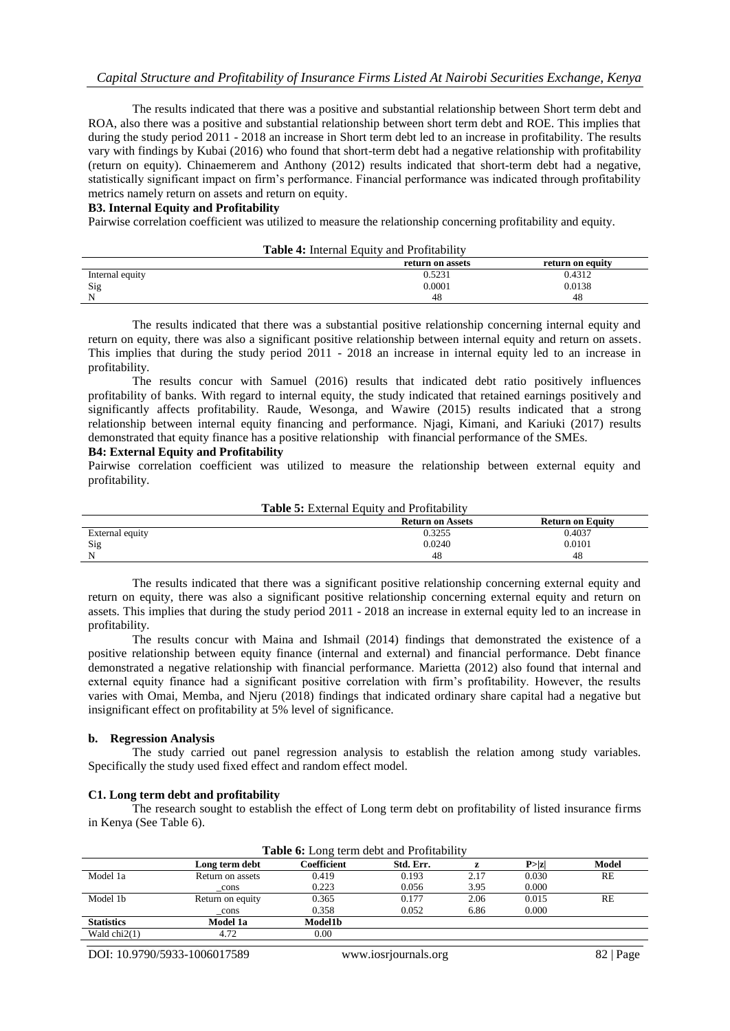The results indicated that there was a positive and substantial relationship between Short term debt and ROA, also there was a positive and substantial relationship between short term debt and ROE. This implies that during the study period 2011 - 2018 an increase in Short term debt led to an increase in profitability. The results vary with findings by Kubai (2016) who found that short-term debt had a negative relationship with profitability (return on equity). Chinaemerem and Anthony (2012) results indicated that short-term debt had a negative, statistically significant impact on firm's performance. Financial performance was indicated through profitability metrics namely return on assets and return on equity.

**B3. Internal Equity and Profitability**

Pairwise correlation coefficient was utilized to measure the relationship concerning profitability and equity.

**Table 4:** Internal Equity and Profitability

| | return on assets | return on equity |
|---|---|---|
| Internal equity | 0.5231 | 0.4312 |
| Sig | 0.0001 | 0.0138 |
| N | 48 | 48 |

The results indicated that there was a substantial positive relationship concerning internal equity and return on equity, there was also a significant positive relationship between internal equity and return on assets. This implies that during the study period 2011 - 2018 an increase in internal equity led to an increase in profitability.

The results concur with Samuel (2016) results that indicated debt ratio positively influences profitability of banks. With regard to internal equity, the study indicated that retained earnings positively and significantly affects profitability. Raude, Wesonga, and Wawire (2015) results indicated that a strong relationship between internal equity financing and performance. Njagi, Kimani, and Kariuki (2017) results demonstrated that equity finance has a positive relationship with financial performance of the SMEs.

**B4: External Equity and Profitability**

Pairwise correlation coefficient was utilized to measure the relationship between external equity and profitability.

**Table 5:** External Equity and Profitability

| | Return on Assets | Return on Equity |
|---|---|---|
| External equity | 0.3255 | 0.4037 |
| Sig | 0.0240 | 0.0101 |
| N | 48 | 48 |

The results indicated that there was a significant positive relationship concerning external equity and return on equity, there was also a significant positive relationship concerning external equity and return on assets. This implies that during the study period 2011 - 2018 an increase in external equity led to an increase in profitability.

The results concur with Maina and Ishmail (2014) findings that demonstrated the existence of a positive relationship between equity finance (internal and external) and financial performance. Debt finance demonstrated a negative relationship with financial performance. Marietta (2012) also found that internal and external equity finance had a significant positive correlation with firm's profitability. However, the results varies with Omai, Memba, and Njeru (2018) findings that indicated ordinary share capital had a negative but insignificant effect on profitability at 5% level of significance.

**b. Regression Analysis**

The study carried out panel regression analysis to establish the relation among study variables. Specifically the study used fixed effect and random effect model.

**C1. Long term debt and profitability**

The research sought to establish the effect of Long term debt on profitability of listed insurance firms in Kenya (See Table 6).

**Table 6:** Long term debt and Profitability

| | Long term debt | Coefficient | Std. Err. | z | P>\|z\| | Model |
|---|---|---|---|---|---|---|
| Model 1a | Return on assets | 0.419 | 0.193 | 2.17 | 0.030 | RE |
| | _cons | 0.223 | 0.056 | 3.95 | 0.000 | |
| Model 1b | Return on equity | 0.365 | 0.177 | 2.06 | 0.015 | RE |
| | _cons | 0.358 | 0.052 | 6.86 | 0.000 | |
| **Statistics** | **Model 1a** | **Model1b** | | | | |
| Wald chi2(1) | 4.72 | 0.00 | | | | |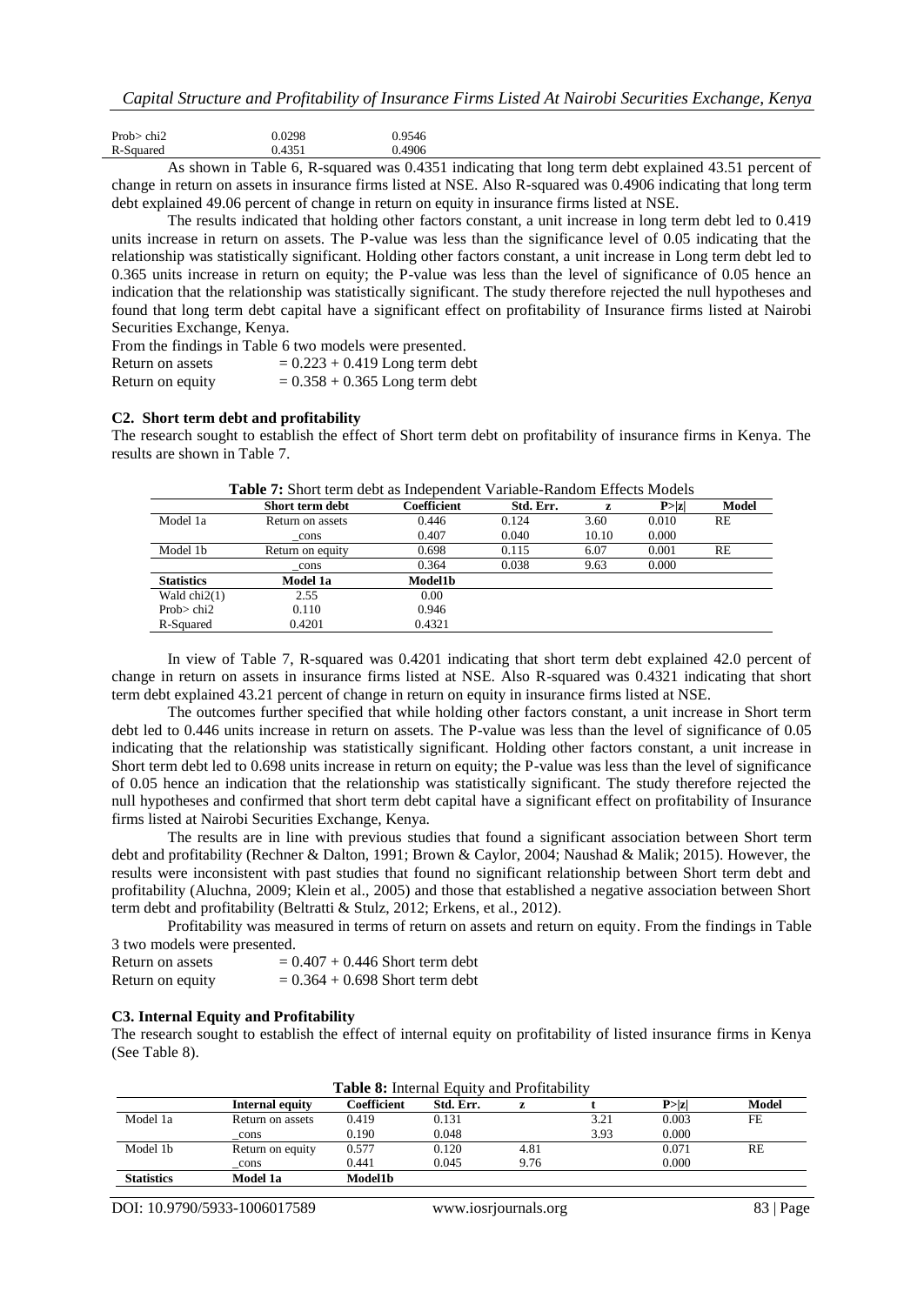| | | |
|---|---|---|
| Prob> chi2 | 0.0298 | 0.9546 |
| R-Squared | 0.4351 | 0.4906 |

As shown in Table 6, R-squared was 0.4351 indicating that long term debt explained 43.51 percent of change in return on assets in insurance firms listed at NSE. Also R-squared was 0.4906 indicating that long term debt explained 49.06 percent of change in return on equity in insurance firms listed at NSE.

The results indicated that holding other factors constant, a unit increase in long term debt led to 0.419 units increase in return on assets. The P-value was less than the significance level of 0.05 indicating that the relationship was statistically significant. Holding other factors constant, a unit increase in Long term debt led to 0.365 units increase in return on equity; the P-value was less than the level of significance of 0.05 hence an indication that the relationship was statistically significant. The study therefore rejected the null hypotheses and found that long term debt capital have a significant effect on profitability of Insurance firms listed at Nairobi Securities Exchange, Kenya.

From the findings in Table 6 two models were presented.

Return on assets = 0.223 + 0.419 Long term debt
Return on equity = 0.358 + 0.365 Long term debt

### C2. Short term debt and profitability

The research sought to establish the effect of Short term debt on profitability of insurance firms in Kenya. The results are shown in Table 7.

**Table 7:** Short term debt as Independent Variable-Random Effects Models

| | Short term debt | Coefficient | Std. Err. | z | P>\|z\| | Model |
|---|---|---|---|---|---|---|
| Model 1a | Return on assets | 0.446 | 0.124 | 3.60 | 0.010 | RE |
| | _cons | 0.407 | 0.040 | 10.10 | 0.000 | |
| Model 1b | Return on equity | 0.698 | 0.115 | 6.07 | 0.001 | RE |
| | _cons | 0.364 | 0.038 | 9.63 | 0.000 | |
| **Statistics** | **Model 1a** | **Model1b** | | | | |
| Wald chi2(1) | 2.55 | 0.00 | | | | |
| Prob> chi2 | 0.110 | 0.946 | | | | |
| R-Squared | 0.4201 | 0.4321 | | | | |

In view of Table 7, R-squared was 0.4201 indicating that short term debt explained 42.0 percent of change in return on assets in insurance firms listed at NSE. Also R-squared was 0.4321 indicating that short term debt explained 43.21 percent of change in return on equity in insurance firms listed at NSE.

The outcomes further specified that while holding other factors constant, a unit increase in Short term debt led to 0.446 units increase in return on assets. The P-value was less than the level of significance of 0.05 indicating that the relationship was statistically significant. Holding other factors constant, a unit increase in Short term debt led to 0.698 units increase in return on equity; the P-value was less than the level of significance of 0.05 hence an indication that the relationship was statistically significant. The study therefore rejected the null hypotheses and confirmed that short term debt capital have a significant effect on profitability of Insurance firms listed at Nairobi Securities Exchange, Kenya.

The results are in line with previous studies that found a significant association between Short term debt and profitability (Rechner & Dalton, 1991; Brown & Caylor, 2004; Naushad & Malik; 2015). However, the results were inconsistent with past studies that found no significant relationship between Short term debt and profitability (Aluchna, 2009; Klein et al., 2005) and those that established a negative association between Short term debt and profitability (Beltratti & Stulz, 2012; Erkens, et al., 2012).

Profitability was measured in terms of return on assets and return on equity. From the findings in Table 3 two models were presented.

Return on assets = 0.407 + 0.446 Short term debt
Return on equity = 0.364 + 0.698 Short term debt

### C3. Internal Equity and Profitability

The research sought to establish the effect of internal equity on profitability of listed insurance firms in Kenya (See Table 8).

**Table 8:** Internal Equity and Profitability

| | Internal equity | Coefficient | Std. Err. | z | t | P>\|z\| | Model |
|---|---|---|---|---|---|---|---|
| Model 1a | Return on assets | 0.419 | 0.131 | | 3.21 | 0.003 | FE |
| | _cons | 0.190 | 0.048 | | 3.93 | 0.000 | |
| Model 1b | Return on equity | 0.577 | 0.120 | 4.81 | | 0.071 | RE |
| | _cons | 0.441 | 0.045 | 9.76 | | 0.000 | |
| **Statistics** | **Model 1a** | **Model1b** | | | | | |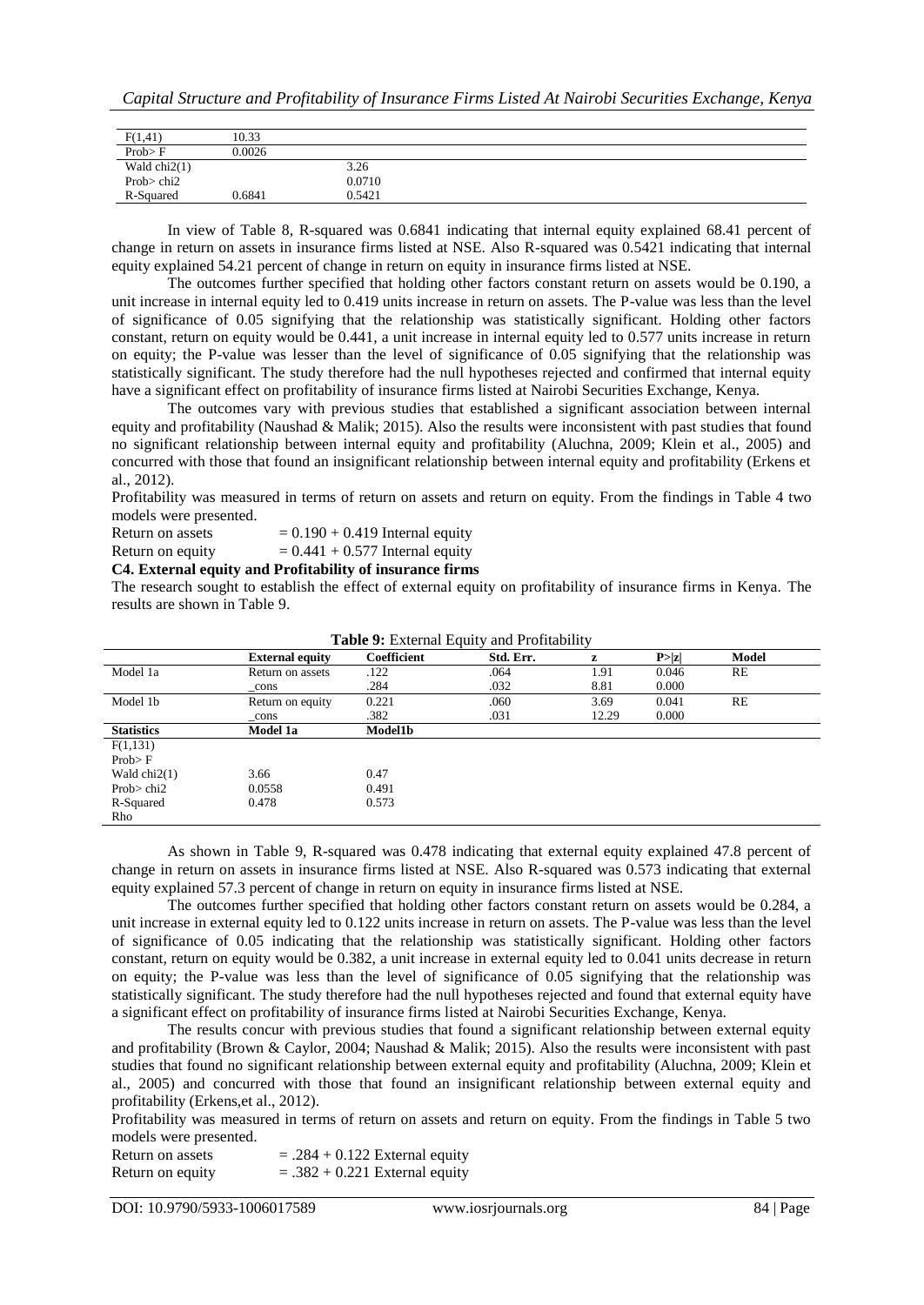| F(1,41) | 10.33 | |
|---|---|---|
| Prob> F | 0.0026 | |
| Wald chi2(1) | | 3.26 |
| Prob> chi2 | | 0.0710 |
| R-Squared | 0.6841 | 0.5421 |

In view of Table 8, R-squared was 0.6841 indicating that internal equity explained 68.41 percent of change in return on assets in insurance firms listed at NSE. Also R-squared was 0.5421 indicating that internal equity explained 54.21 percent of change in return on equity in insurance firms listed at NSE.

The outcomes further specified that holding other factors constant return on assets would be 0.190, a unit increase in internal equity led to 0.419 units increase in return on assets. The P-value was less than the level of significance of 0.05 signifying that the relationship was statistically significant. Holding other factors constant, return on equity would be 0.441, a unit increase in internal equity led to 0.577 units increase in return on equity; the P-value was lesser than the level of significance of 0.05 signifying that the relationship was statistically significant. The study therefore had the null hypotheses rejected and confirmed that internal equity have a significant effect on profitability of insurance firms listed at Nairobi Securities Exchange, Kenya.

The outcomes vary with previous studies that established a significant association between internal equity and profitability (Naushad & Malik; 2015). Also the results were inconsistent with past studies that found no significant relationship between internal equity and profitability (Aluchna, 2009; Klein et al., 2005) and concurred with those that found an insignificant relationship between internal equity and profitability (Erkens et al., 2012).

Profitability was measured in terms of return on assets and return on equity. From the findings in Table 4 two models were presented.

Return on assets $= 0.190 + 0.419$ Internal equity

Return on equity $= 0.441 + 0.577$ Internal equity

**C4. External equity and Profitability of insurance firms**

The research sought to establish the effect of external equity on profitability of insurance firms in Kenya. The results are shown in Table 9.

**Table 9:** External Equity and Profitability

| | External equity | Coefficient | Std. Err. | z | P>\|z\| | Model |
|---|---|---|---|---|---|---|
| Model 1a | Return on assets | .122 | .064 | 1.91 | 0.046 | RE |
| | _cons | .284 | .032 | 8.81 | 0.000 | |
| Model 1b | Return on equity | 0.221 | .060 | 3.69 | 0.041 | RE |
| | _cons | .382 | .031 | 12.29 | 0.000 | |
| **Statistics** | **Model 1a** | **Model1b** | | | | |
| F(1,131) | | | | | | |
| Prob> F | | | | | | |
| Wald chi2(1) | 3.66 | 0.47 | | | | |
| Prob> chi2 | 0.0558 | 0.491 | | | | |
| R-Squared | 0.478 | 0.573 | | | | |
| Rho | | | | | | |

As shown in Table 9, R-squared was 0.478 indicating that external equity explained 47.8 percent of change in return on assets in insurance firms listed at NSE. Also R-squared was 0.573 indicating that external equity explained 57.3 percent of change in return on equity in insurance firms listed at NSE.

The outcomes further specified that holding other factors constant return on assets would be 0.284, a unit increase in external equity led to 0.122 units increase in return on assets. The P-value was less than the level of significance of 0.05 indicating that the relationship was statistically significant. Holding other factors constant, return on equity would be 0.382, a unit increase in external equity led to 0.041 units decrease in return on equity; the P-value was less than the level of significance of 0.05 signifying that the relationship was statistically significant. The study therefore had the null hypotheses rejected and found that external equity have a significant effect on profitability of insurance firms listed at Nairobi Securities Exchange, Kenya.

The results concur with previous studies that found a significant relationship between external equity and profitability (Brown & Caylor, 2004; Naushad & Malik; 2015). Also the results were inconsistent with past studies that found no significant relationship between external equity and profitability (Aluchna, 2009; Klein et al., 2005) and concurred with those that found an insignificant relationship between external equity and profitability (Erkens,et al., 2012).

Profitability was measured in terms of return on assets and return on equity. From the findings in Table 5 two models were presented.

Return on assets $= .284 + 0.122$ External equity

Return on equity $= .382 + 0.221$ External equity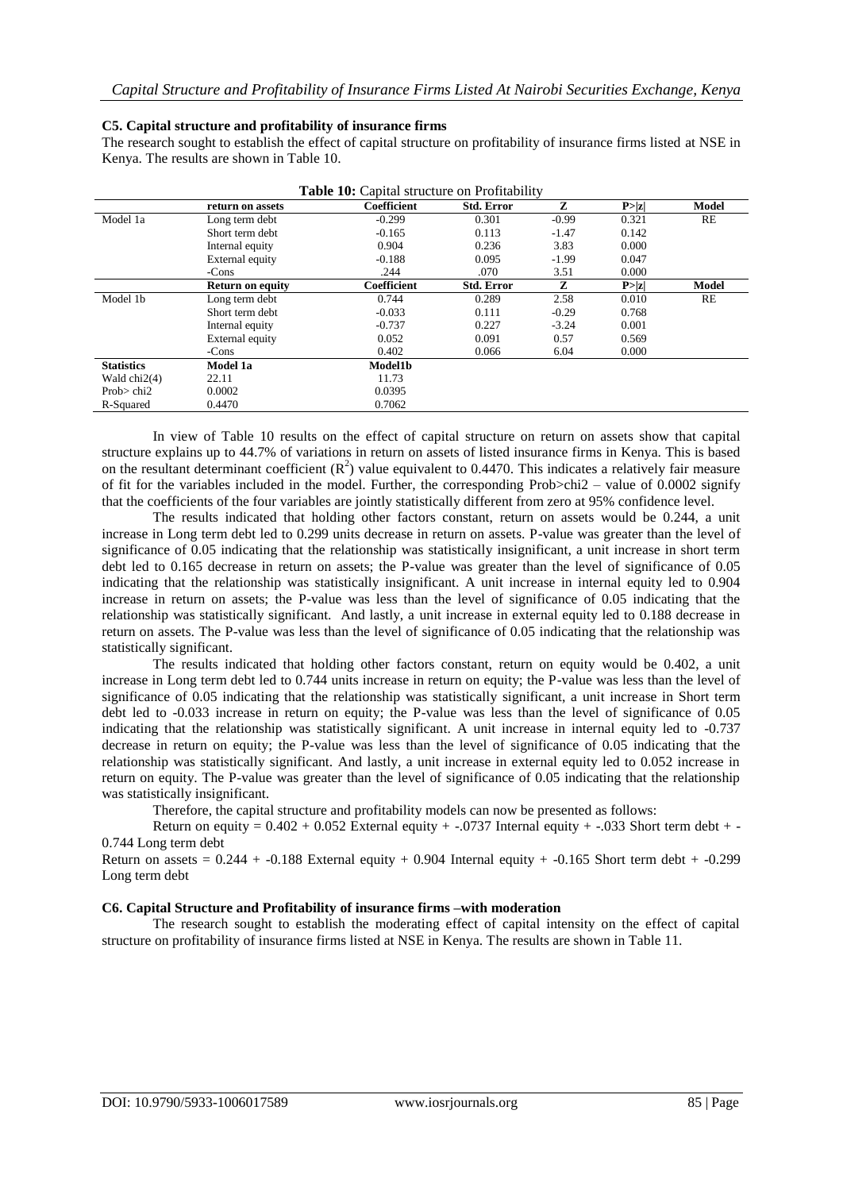### C5. Capital structure and profitability of insurance firms

The research sought to establish the effect of capital structure on profitability of insurance firms listed at NSE in Kenya. The results are shown in Table 10.

**Table 10:** Capital structure on Profitability

| | return on assets | Coefficient | Std. Error | Z | P>\|z\| | Model |
|---|---|---|---|---|---|---|
| Model 1a | Long term debt | -0.299 | 0.301 | -0.99 | 0.321 | RE |
| | Short term debt | -0.165 | 0.113 | -1.47 | 0.142 | |
| | Internal equity | 0.904 | 0.236 | 3.83 | 0.000 | |
| | External equity | -0.188 | 0.095 | -1.99 | 0.047 | |
| | -Cons | .244 | .070 | 3.51 | 0.000 | |
| | **Return on equity** | **Coefficient** | **Std. Error** | **Z** | **P>\|z\|** | **Model** |
| Model 1b | Long term debt | 0.744 | 0.289 | 2.58 | 0.010 | RE |
| | Short term debt | -0.033 | 0.111 | -0.29 | 0.768 | |
| | Internal equity | -0.737 | 0.227 | -3.24 | 0.001 | |
| | External equity | 0.052 | 0.091 | 0.57 | 0.569 | |
| | -Cons | 0.402 | 0.066 | 6.04 | 0.000 | |
| **Statistics** | **Model 1a** | **Model1b** | | | | |
| Wald chi2(4) | 22.11 | 11.73 | | | | |
| Prob> chi2 | 0.0002 | 0.0395 | | | | |
| R-Squared | 0.4470 | 0.7062 | | | | |

In view of Table 10 results on the effect of capital structure on return on assets show that capital structure explains up to 44.7% of variations in return on assets of listed insurance firms in Kenya. This is based on the resultant determinant coefficient ($R^2$) value equivalent to 0.4470. This indicates a relatively fair measure of fit for the variables included in the model. Further, the corresponding Prob>chi2 – value of 0.0002 signify that the coefficients of the four variables are jointly statistically different from zero at 95% confidence level.

The results indicated that holding other factors constant, return on assets would be 0.244, a unit increase in Long term debt led to 0.299 units decrease in return on assets. P-value was greater than the level of significance of 0.05 indicating that the relationship was statistically insignificant, a unit increase in short term debt led to 0.165 decrease in return on assets; the P-value was greater than the level of significance of 0.05 indicating that the relationship was statistically insignificant. A unit increase in internal equity led to 0.904 increase in return on assets; the P-value was less than the level of significance of 0.05 indicating that the relationship was statistically significant. And lastly, a unit increase in external equity led to 0.188 decrease in return on assets. The P-value was less than the level of significance of 0.05 indicating that the relationship was statistically significant.

The results indicated that holding other factors constant, return on equity would be 0.402, a unit increase in Long term debt led to 0.744 units increase in return on equity; the P-value was less than the level of significance of 0.05 indicating that the relationship was statistically significant, a unit increase in Short term debt led to -0.033 increase in return on equity; the P-value was less than the level of significance of 0.05 indicating that the relationship was statistically significant. A unit increase in internal equity led to -0.737 decrease in return on equity; the P-value was less than the level of significance of 0.05 indicating that the relationship was statistically significant. And lastly, a unit increase in external equity led to 0.052 increase in return on equity. The P-value was greater than the level of significance of 0.05 indicating that the relationship was statistically insignificant.

Therefore, the capital structure and profitability models can now be presented as follows:

Return on equity = 0.402 + 0.052 External equity + -.0737 Internal equity + -.033 Short term debt + -0.744 Long term debt

Return on assets = 0.244 + -0.188 External equity + 0.904 Internal equity + -0.165 Short term debt + -0.299 Long term debt

### C6. Capital Structure and Profitability of insurance firms –with moderation

The research sought to establish the moderating effect of capital intensity on the effect of capital structure on profitability of insurance firms listed at NSE in Kenya. The results are shown in Table 11.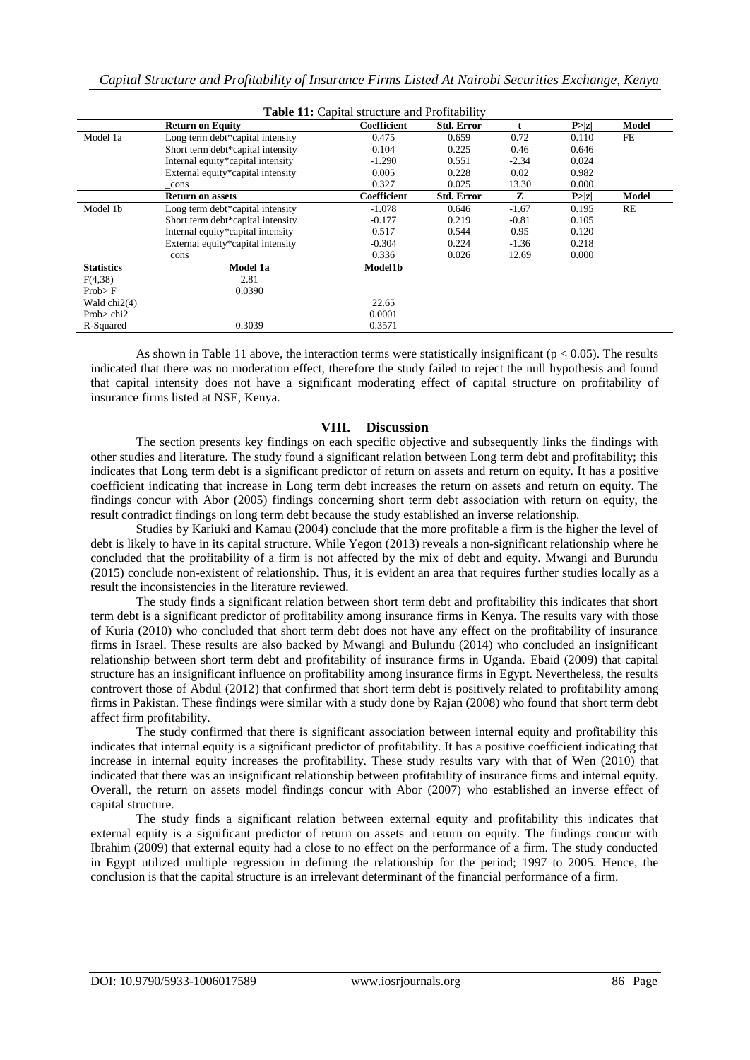**Table 11:** Capital structure and Profitability

| | Return on Equity | Coefficient | Std. Error | t | P>\|z\| | Model |
|---|---|---|---|---|---|---|
| Model 1a | Long term debt*capital intensity | 0.475 | 0.659 | 0.72 | 0.110 | FE |
| | Short term debt*capital intensity | 0.104 | 0.225 | 0.46 | 0.646 | |
| | Internal equity*capital intensity | -1.290 | 0.551 | -2.34 | 0.024 | |
| | External equity*capital intensity | 0.005 | 0.228 | 0.02 | 0.982 | |
| | _cons | 0.327 | 0.025 | 13.30 | 0.000 | |
| | **Return on assets** | **Coefficient** | **Std. Error** | **Z** | **P>\|z\|** | **Model** |
| Model 1b | Long term debt*capital intensity | -1.078 | 0.646 | -1.67 | 0.195 | RE |
| | Short term debt*capital intensity | -0.177 | 0.219 | -0.81 | 0.105 | |
| | Internal equity*capital intensity | 0.517 | 0.544 | 0.95 | 0.120 | |
| | External equity*capital intensity | -0.304 | 0.224 | -1.36 | 0.218 | |
| | _cons | 0.336 | 0.026 | 12.69 | 0.000 | |
| **Statistics** | **Model 1a** | **Model1b** | | | | |
| F(4,38) | 2.81 | | | | | |
| Prob> F | 0.0390 | | | | | |
| Wald chi2(4) | | 22.65 | | | | |
| Prob> chi2 | | 0.0001 | | | | |
| R-Squared | 0.3039 | 0.3571 | | | | |

As shown in Table 11 above, the interaction terms were statistically insignificant ($p < 0.05$). The results indicated that there was no moderation effect, therefore the study failed to reject the null hypothesis and found that capital intensity does not have a significant moderating effect of capital structure on profitability of insurance firms listed at NSE, Kenya.

## VIII. Discussion

The section presents key findings on each specific objective and subsequently links the findings with other studies and literature. The study found a significant relation between Long term debt and profitability; this indicates that Long term debt is a significant predictor of return on assets and return on equity. It has a positive coefficient indicating that increase in Long term debt increases the return on assets and return on equity. The findings concur with Abor (2005) findings concerning short term debt association with return on equity, the result contradict findings on long term debt because the study established an inverse relationship.

Studies by Kariuki and Kamau (2004) conclude that the more profitable a firm is the higher the level of debt is likely to have in its capital structure. While Yegon (2013) reveals a non-significant relationship where he concluded that the profitability of a firm is not affected by the mix of debt and equity. Mwangi and Burundu (2015) conclude non-existent of relationship. Thus, it is evident an area that requires further studies locally as a result the inconsistencies in the literature reviewed.

The study finds a significant relation between short term debt and profitability this indicates that short term debt is a significant predictor of profitability among insurance firms in Kenya. The results vary with those of Kuria (2010) who concluded that short term debt does not have any effect on the profitability of insurance firms in Israel. These results are also backed by Mwangi and Bulundu (2014) who concluded an insignificant relationship between short term debt and profitability of insurance firms in Uganda. Ebaid (2009) that capital structure has an insignificant influence on profitability among insurance firms in Egypt. Nevertheless, the results controvert those of Abdul (2012) that confirmed that short term debt is positively related to profitability among firms in Pakistan. These findings were similar with a study done by Rajan (2008) who found that short term debt affect firm profitability.

The study confirmed that there is significant association between internal equity and profitability this indicates that internal equity is a significant predictor of profitability. It has a positive coefficient indicating that increase in internal equity increases the profitability. These study results vary with that of Wen (2010) that indicated that there was an insignificant relationship between profitability of insurance firms and internal equity. Overall, the return on assets model findings concur with Abor (2007) who established an inverse effect of capital structure.

The study finds a significant relation between external equity and profitability this indicates that external equity is a significant predictor of return on assets and return on equity. The findings concur with Ibrahim (2009) that external equity had a close to no effect on the performance of a firm. The study conducted in Egypt utilized multiple regression in defining the relationship for the period; 1997 to 2005. Hence, the conclusion is that the capital structure is an irrelevant determinant of the financial performance of a firm.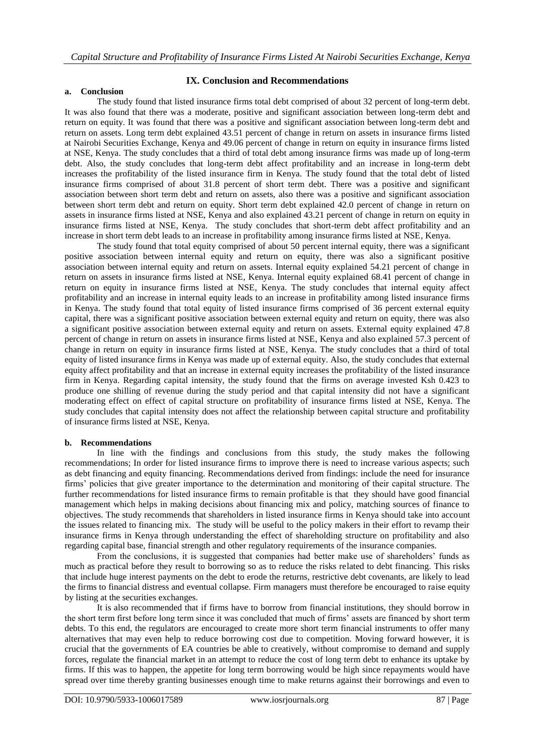## IX. Conclusion and Recommendations

### a. Conclusion

The study found that listed insurance firms total debt comprised of about 32 percent of long-term debt. It was also found that there was a moderate, positive and significant association between long-term debt and return on equity. It was found that there was a positive and significant association between long-term debt and return on assets. Long term debt explained 43.51 percent of change in return on assets in insurance firms listed at Nairobi Securities Exchange, Kenya and 49.06 percent of change in return on equity in insurance firms listed at NSE, Kenya. The study concludes that a third of total debt among insurance firms was made up of long-term debt. Also, the study concludes that long-term debt affect profitability and an increase in long-term debt increases the profitability of the listed insurance firm in Kenya. The study found that the total debt of listed insurance firms comprised of about 31.8 percent of short term debt. There was a positive and significant association between short term debt and return on assets, also there was a positive and significant association between short term debt and return on equity. Short term debt explained 42.0 percent of change in return on assets in insurance firms listed at NSE, Kenya and also explained 43.21 percent of change in return on equity in insurance firms listed at NSE, Kenya. The study concludes that short-term debt affect profitability and an increase in short term debt leads to an increase in profitability among insurance firms listed at NSE, Kenya.

The study found that total equity comprised of about 50 percent internal equity, there was a significant positive association between internal equity and return on equity, there was also a significant positive association between internal equity and return on assets. Internal equity explained 54.21 percent of change in return on assets in insurance firms listed at NSE, Kenya. Internal equity explained 68.41 percent of change in return on equity in insurance firms listed at NSE, Kenya. The study concludes that internal equity affect profitability and an increase in internal equity leads to an increase in profitability among listed insurance firms in Kenya. The study found that total equity of listed insurance firms comprised of 36 percent external equity capital, there was a significant positive association between external equity and return on equity, there was also a significant positive association between external equity and return on assets. External equity explained 47.8 percent of change in return on assets in insurance firms listed at NSE, Kenya and also explained 57.3 percent of change in return on equity in insurance firms listed at NSE, Kenya. The study concludes that a third of total equity of listed insurance firms in Kenya was made up of external equity. Also, the study concludes that external equity affect profitability and that an increase in external equity increases the profitability of the listed insurance firm in Kenya. Regarding capital intensity, the study found that the firms on average invested Ksh 0.423 to produce one shilling of revenue during the study period and that capital intensity did not have a significant moderating effect on effect of capital structure on profitability of insurance firms listed at NSE, Kenya. The study concludes that capital intensity does not affect the relationship between capital structure and profitability of insurance firms listed at NSE, Kenya.

### b. Recommendations

In line with the findings and conclusions from this study, the study makes the following recommendations; In order for listed insurance firms to improve there is need to increase various aspects; such as debt financing and equity financing. Recommendations derived from findings: include the need for insurance firms' policies that give greater importance to the determination and monitoring of their capital structure. The further recommendations for listed insurance firms to remain profitable is that they should have good financial management which helps in making decisions about financing mix and policy, matching sources of finance to objectives. The study recommends that shareholders in listed insurance firms in Kenya should take into account the issues related to financing mix. The study will be useful to the policy makers in their effort to revamp their insurance firms in Kenya through understanding the effect of shareholding structure on profitability and also regarding capital base, financial strength and other regulatory requirements of the insurance companies.

From the conclusions, it is suggested that companies had better make use of shareholders' funds as much as practical before they result to borrowing so as to reduce the risks related to debt financing. This risks that include huge interest payments on the debt to erode the returns, restrictive debt covenants, are likely to lead the firms to financial distress and eventual collapse. Firm managers must therefore be encouraged to raise equity by listing at the securities exchanges.

It is also recommended that if firms have to borrow from financial institutions, they should borrow in the short term first before long term since it was concluded that much of firms' assets are financed by short term debts. To this end, the regulators are encouraged to create more short term financial instruments to offer many alternatives that may even help to reduce borrowing cost due to competition. Moving forward however, it is crucial that the governments of EA countries be able to creatively, without compromise to demand and supply forces, regulate the financial market in an attempt to reduce the cost of long term debt to enhance its uptake by firms. If this was to happen, the appetite for long term borrowing would be high since repayments would have spread over time thereby granting businesses enough time to make returns against their borrowings and even to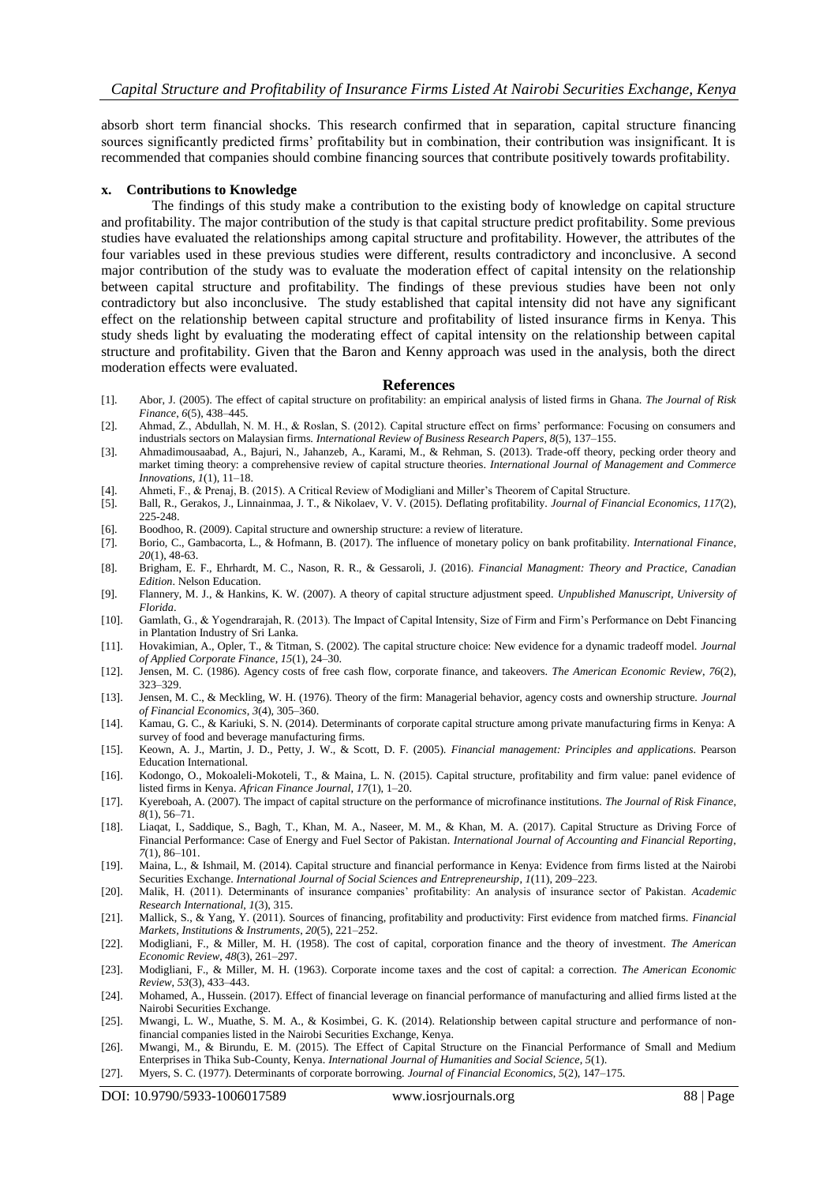absorb short term financial shocks. This research confirmed that in separation, capital structure financing sources significantly predicted firms' profitability but in combination, their contribution was insignificant. It is recommended that companies should combine financing sources that contribute positively towards profitability.

### x. Contributions to Knowledge

The findings of this study make a contribution to the existing body of knowledge on capital structure and profitability. The major contribution of the study is that capital structure predict profitability. Some previous studies have evaluated the relationships among capital structure and profitability. However, the attributes of the four variables used in these previous studies were different, results contradictory and inconclusive. A second major contribution of the study was to evaluate the moderation effect of capital intensity on the relationship between capital structure and profitability. The findings of these previous studies have been not only contradictory but also inconclusive. The study established that capital intensity did not have any significant effect on the relationship between capital structure and profitability of listed insurance firms in Kenya. This study sheds light by evaluating the moderating effect of capital intensity on the relationship between capital structure and profitability. Given that the Baron and Kenny approach was used in the analysis, both the direct moderation effects were evaluated.

## References

[1]. Abor, J. (2005). The effect of capital structure on profitability: an empirical analysis of listed firms in Ghana. *The Journal of Risk Finance*, *6*(5), 438–445.

[2]. Ahmad, Z., Abdullah, N. M. H., & Roslan, S. (2012). Capital structure effect on firms' performance: Focusing on consumers and industrials sectors on Malaysian firms. *International Review of Business Research Papers*, *8*(5), 137–155.

[3]. Ahmadimousaabad, A., Bajuri, N., Jahanzeb, A., Karami, M., & Rehman, S. (2013). Trade-off theory, pecking order theory and market timing theory: a comprehensive review of capital structure theories. *International Journal of Management and Commerce Innovations*, *1*(1), 11–18.

[4]. Ahmeti, F., & Prenaj, B. (2015). A Critical Review of Modigliani and Miller's Theorem of Capital Structure.

[5]. Ball, R., Gerakos, J., Linnainmaa, J. T., & Nikolaev, V. V. (2015). Deflating profitability. *Journal of Financial Economics*, *117*(2), 225-248.

[6]. Boodhoo, R. (2009). Capital structure and ownership structure: a review of literature.

[7]. Borio, C., Gambacorta, L., & Hofmann, B. (2017). The influence of monetary policy on bank profitability. *International Finance*, *20*(1), 48-63.

[8]. Brigham, E. F., Ehrhardt, M. C., Nason, R. R., & Gessaroli, J. (2016). *Financial Managment: Theory and Practice, Canadian Edition*. Nelson Education.

[9]. Flannery, M. J., & Hankins, K. W. (2007). A theory of capital structure adjustment speed. *Unpublished Manuscript, University of Florida*.

[10]. Gamlath, G., & Yogendrarajah, R. (2013). The Impact of Capital Intensity, Size of Firm and Firm's Performance on Debt Financing in Plantation Industry of Sri Lanka.

[11]. Hovakimian, A., Opler, T., & Titman, S. (2002). The capital structure choice: New evidence for a dynamic tradeoff model. *Journal of Applied Corporate Finance*, *15*(1), 24–30.

[12]. Jensen, M. C. (1986). Agency costs of free cash flow, corporate finance, and takeovers. *The American Economic Review*, *76*(2), 323–329.

[13]. Jensen, M. C., & Meckling, W. H. (1976). Theory of the firm: Managerial behavior, agency costs and ownership structure. *Journal of Financial Economics*, *3*(4), 305–360.

[14]. Kamau, G. C., & Kariuki, S. N. (2014). Determinants of corporate capital structure among private manufacturing firms in Kenya: A survey of food and beverage manufacturing firms.

[15]. Keown, A. J., Martin, J. D., Petty, J. W., & Scott, D. F. (2005). *Financial management: Principles and applications*. Pearson Education International.

[16]. Kodongo, O., Mokoaleli-Mokoteli, T., & Maina, L. N. (2015). Capital structure, profitability and firm value: panel evidence of listed firms in Kenya. *African Finance Journal*, *17*(1), 1–20.

[17]. Kyereboah, A. (2007). The impact of capital structure on the performance of microfinance institutions. *The Journal of Risk Finance*, *8*(1), 56–71.

[18]. Liaqat, I., Saddique, S., Bagh, T., Khan, M. A., Naseer, M. M., & Khan, M. A. (2017). Capital Structure as Driving Force of Financial Performance: Case of Energy and Fuel Sector of Pakistan. *International Journal of Accounting and Financial Reporting*, *7*(1), 86–101.

[19]. Maina, L., & Ishmail, M. (2014). Capital structure and financial performance in Kenya: Evidence from firms listed at the Nairobi Securities Exchange. *International Journal of Social Sciences and Entrepreneurship*, *1*(11), 209–223.

[20]. Malik, H. (2011). Determinants of insurance companies' profitability: An analysis of insurance sector of Pakistan. *Academic Research International*, *1*(3), 315.

[21]. Mallick, S., & Yang, Y. (2011). Sources of financing, profitability and productivity: First evidence from matched firms. *Financial Markets, Institutions & Instruments*, *20*(5), 221–252.

[22]. Modigliani, F., & Miller, M. H. (1958). The cost of capital, corporation finance and the theory of investment. *The American Economic Review*, *48*(3), 261–297.

[23]. Modigliani, F., & Miller, M. H. (1963). Corporate income taxes and the cost of capital: a correction. *The American Economic Review*, *53*(3), 433–443.

[24]. Mohamed, A., Hussein. (2017). Effect of financial leverage on financial performance of manufacturing and allied firms listed at the Nairobi Securities Exchange.

[25]. Mwangi, L. W., Muathe, S. M. A., & Kosimbei, G. K. (2014). Relationship between capital structure and performance of non-financial companies listed in the Nairobi Securities Exchange, Kenya.

[26]. Mwangi, M., & Birundu, E. M. (2015). The Effect of Capital Structure on the Financial Performance of Small and Medium Enterprises in Thika Sub-County, Kenya. *International Journal of Humanities and Social Science*, *5*(1).

[27]. Myers, S. C. (1977). Determinants of corporate borrowing. *Journal of Financial Economics*, *5*(2), 147–175.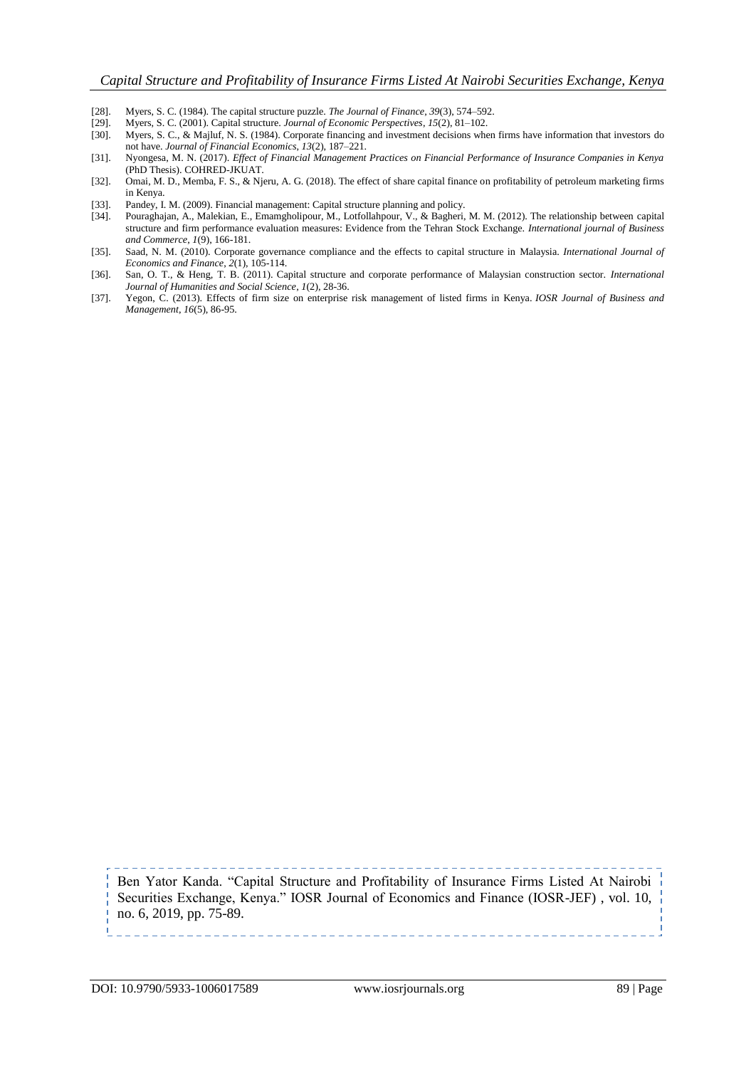[28]. Myers, S. C. (1984). The capital structure puzzle. *The Journal of Finance*, *39*(3), 574–592.

[29]. Myers, S. C. (2001). Capital structure. *Journal of Economic Perspectives*, *15*(2), 81–102.

[30]. Myers, S. C., & Majluf, N. S. (1984). Corporate financing and investment decisions when firms have information that investors do not have. *Journal of Financial Economics*, *13*(2), 187–221.

[31]. Nyongesa, M. N. (2017). *Effect of Financial Management Practices on Financial Performance of Insurance Companies in Kenya* (PhD Thesis). COHRED-JKUAT.

[32]. Omai, M. D., Memba, F. S., & Njeru, A. G. (2018). The effect of share capital finance on profitability of petroleum marketing firms in Kenya.

[33]. Pandey, I. M. (2009). Financial management: Capital structure planning and policy.

[34]. Pouraghajan, A., Malekian, E., Emamgholipour, M., Lotfollahpour, V., & Bagheri, M. M. (2012). The relationship between capital structure and firm performance evaluation measures: Evidence from the Tehran Stock Exchange. *International journal of Business and Commerce*, *1*(9), 166-181.

[35]. Saad, N. M. (2010). Corporate governance compliance and the effects to capital structure in Malaysia. *International Journal of Economics and Finance*, *2*(1), 105-114.

[36]. San, O. T., & Heng, T. B. (2011). Capital structure and corporate performance of Malaysian construction sector. *International Journal of Humanities and Social Science*, *1*(2), 28-36.

[37]. Yegon, C. (2013). Effects of firm size on enterprise risk management of listed firms in Kenya. *IOSR Journal of Business and Management*, *16*(5), 86-95.

Ben Yator Kanda. "Capital Structure and Profitability of Insurance Firms Listed At Nairobi Securities Exchange, Kenya." IOSR Journal of Economics and Finance (IOSR-JEF) , vol. 10, no. 6, 2019, pp. 75-89.